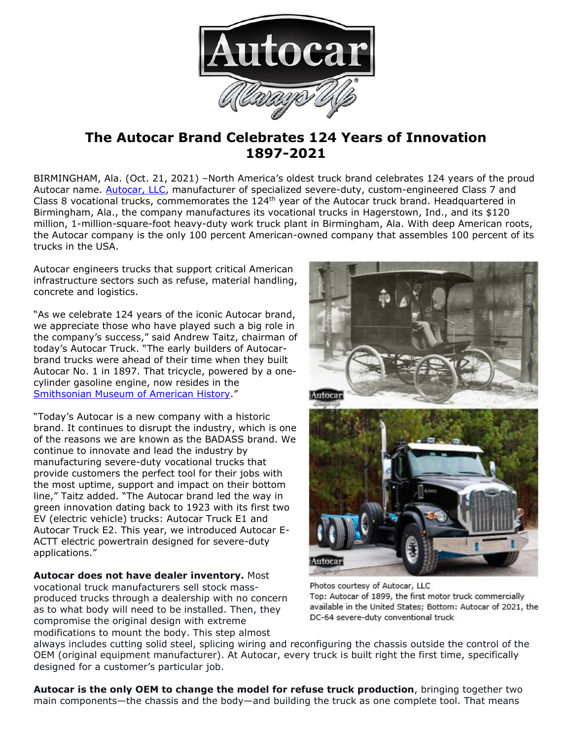# The Autocar Brand Celebrates 124 Years of Innovation 1897-2021

BIRMINGHAM, Ala. (Oct. 21, 2021) –North America's oldest truck brand celebrates 124 years of the proud Autocar name. Autocar, LLC, manufacturer of specialized severe-duty, custom-engineered Class 7 and Class 8 vocational trucks, commemorates the 124th year of the Autocar truck brand. Headquartered in Birmingham, Ala., the company manufactures its vocational trucks in Hagerstown, Ind., and its $120 million, 1-million-square-foot heavy-duty work truck plant in Birmingham, Ala. With deep American roots, the Autocar company is the only 100 percent American-owned company that assembles 100 percent of its trucks in the USA.

Autocar engineers trucks that support critical American infrastructure sectors such as refuse, material handling, concrete and logistics.

"As we celebrate 124 years of the iconic Autocar brand, we appreciate those who have played such a big role in the company's success," said Andrew Taitz, chairman of today's Autocar Truck. "The early builders of Autocar-brand trucks were ahead of their time when they built Autocar No. 1 in 1897. That tricycle, powered by a one-cylinder gasoline engine, now resides in the Smithsonian Museum of American History."

"Today's Autocar is a new company with a historic brand. It continues to disrupt the industry, which is one of the reasons we are known as the BADASS brand. We continue to innovate and lead the industry by manufacturing severe-duty vocational trucks that provide customers the perfect tool for their jobs with the most uptime, support and impact on their bottom line," Taitz added. "The Autocar brand led the way in green innovation dating back to 1923 with its first two EV (electric vehicle) trucks: Autocar Truck E1 and Autocar Truck E2. This year, we introduced Autocar E-ACTT electric powertrain designed for severe-duty applications."

Photos courtesy of Autocar, LLC
Top: Autocar of 1899, the first motor truck commercially available in the United States; Bottom: Autocar of 2021, the DC-64 severe-duty conventional truck

**Autocar does not have dealer inventory.** Most vocational truck manufacturers sell stock mass-produced trucks through a dealership with no concern as to what body will need to be installed. Then, they compromise the original design with extreme modifications to mount the body. This step almost always includes cutting solid steel, splicing wiring and reconfiguring the chassis outside the control of the OEM (original equipment manufacturer). At Autocar, every truck is built right the first time, specifically designed for a customer's particular job.

**Autocar is the only OEM to change the model for refuse truck production**, bringing together two main components—the chassis and the body—and building the truck as one complete tool. That means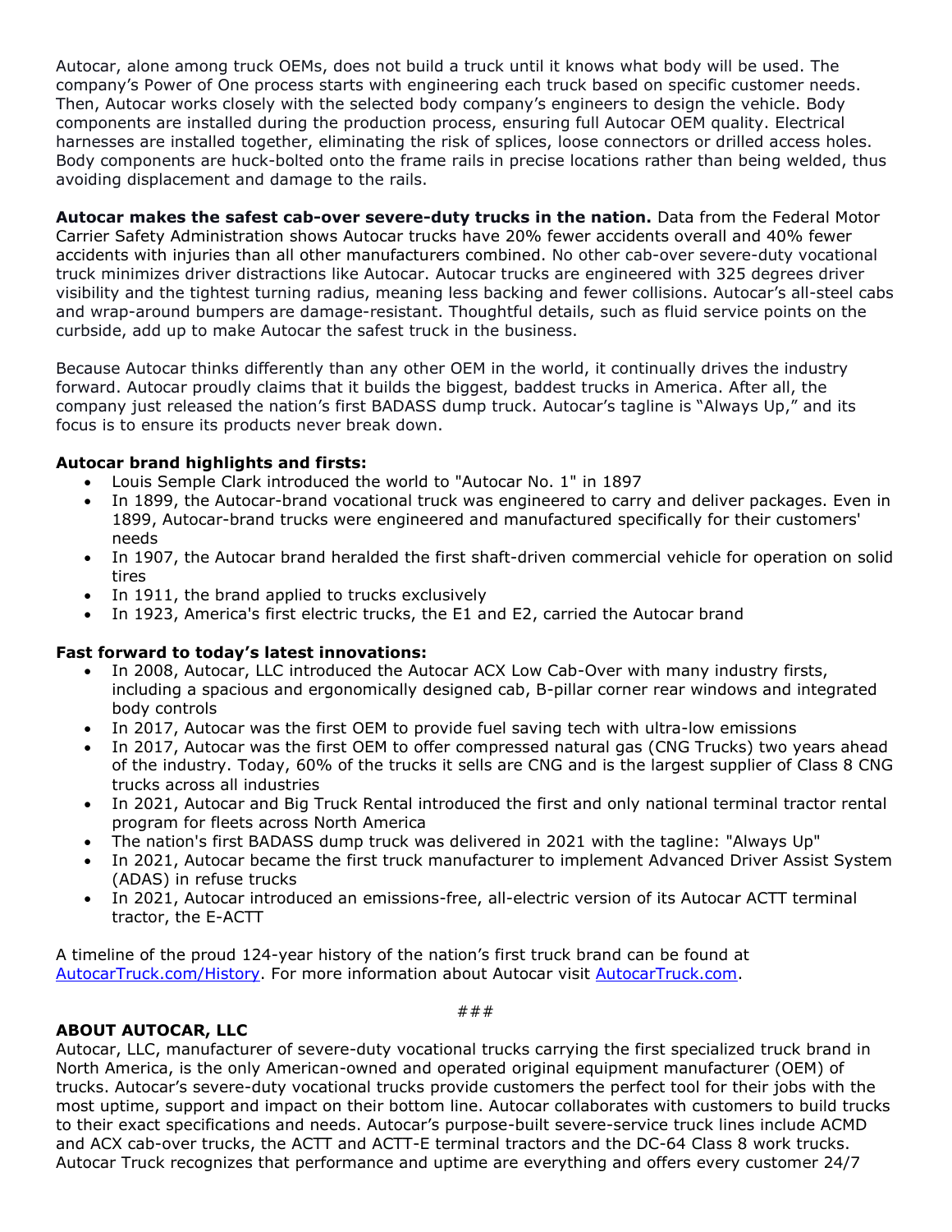Autocar, alone among truck OEMs, does not build a truck until it knows what body will be used. The company's Power of One process starts with engineering each truck based on specific customer needs. Then, Autocar works closely with the selected body company's engineers to design the vehicle. Body components are installed during the production process, ensuring full Autocar OEM quality. Electrical harnesses are installed together, eliminating the risk of splices, loose connectors or drilled access holes. Body components are huck-bolted onto the frame rails in precise locations rather than being welded, thus avoiding displacement and damage to the rails.

**Autocar makes the safest cab-over severe-duty trucks in the nation.** Data from the Federal Motor Carrier Safety Administration shows Autocar trucks have 20% fewer accidents overall and 40% fewer accidents with injuries than all other manufacturers combined. No other cab-over severe-duty vocational truck minimizes driver distractions like Autocar. Autocar trucks are engineered with 325 degrees driver visibility and the tightest turning radius, meaning less backing and fewer collisions. Autocar's all-steel cabs and wrap-around bumpers are damage-resistant. Thoughtful details, such as fluid service points on the curbside, add up to make Autocar the safest truck in the business.

Because Autocar thinks differently than any other OEM in the world, it continually drives the industry forward. Autocar proudly claims that it builds the biggest, baddest trucks in America. After all, the company just released the nation's first BADASS dump truck. Autocar's tagline is "Always Up," and its focus is to ensure its products never break down.

**Autocar brand highlights and firsts:**

- Louis Semple Clark introduced the world to "Autocar No. 1" in 1897
- In 1899, the Autocar-brand vocational truck was engineered to carry and deliver packages. Even in 1899, Autocar-brand trucks were engineered and manufactured specifically for their customers' needs
- In 1907, the Autocar brand heralded the first shaft-driven commercial vehicle for operation on solid tires
- In 1911, the brand applied to trucks exclusively
- In 1923, America's first electric trucks, the E1 and E2, carried the Autocar brand

**Fast forward to today's latest innovations:**

- In 2008, Autocar, LLC introduced the Autocar ACX Low Cab-Over with many industry firsts, including a spacious and ergonomically designed cab, B-pillar corner rear windows and integrated body controls
- In 2017, Autocar was the first OEM to provide fuel saving tech with ultra-low emissions
- In 2017, Autocar was the first OEM to offer compressed natural gas (CNG Trucks) two years ahead of the industry. Today, 60% of the trucks it sells are CNG and is the largest supplier of Class 8 CNG trucks across all industries
- In 2021, Autocar and Big Truck Rental introduced the first and only national terminal tractor rental program for fleets across North America
- The nation's first BADASS dump truck was delivered in 2021 with the tagline: "Always Up"
- In 2021, Autocar became the first truck manufacturer to implement Advanced Driver Assist System (ADAS) in refuse trucks
- In 2021, Autocar introduced an emissions-free, all-electric version of its Autocar ACTT terminal tractor, the E-ACTT

A timeline of the proud 124-year history of the nation's first truck brand can be found at [AutocarTruck.com/History](AutocarTruck.com/History). For more information about Autocar visit [AutocarTruck.com](AutocarTruck.com).

###

**ABOUT AUTOCAR, LLC**

Autocar, LLC, manufacturer of severe-duty vocational trucks carrying the first specialized truck brand in North America, is the only American-owned and operated original equipment manufacturer (OEM) of trucks. Autocar's severe-duty vocational trucks provide customers the perfect tool for their jobs with the most uptime, support and impact on their bottom line. Autocar collaborates with customers to build trucks to their exact specifications and needs. Autocar's purpose-built severe-service truck lines include ACMD and ACX cab-over trucks, the ACTT and ACTT-E terminal tractors and the DC-64 Class 8 work trucks. Autocar Truck recognizes that performance and uptime are everything and offers every customer 24/7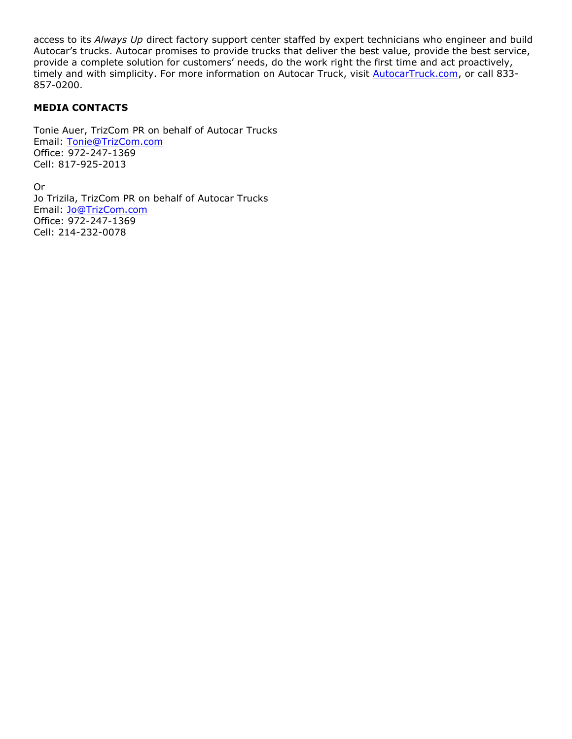access to its *Always Up* direct factory support center staffed by expert technicians who engineer and build Autocar's trucks. Autocar promises to provide trucks that deliver the best value, provide the best service, provide a complete solution for customers' needs, do the work right the first time and act proactively, timely and with simplicity. For more information on Autocar Truck, visit [AutocarTruck.com](http://AutocarTruck.com), or call 833-857-0200.

**MEDIA CONTACTS**

Tonie Auer, TrizCom PR on behalf of Autocar Trucks
Email: [Tonie@TrizCom.com](mailto:Tonie@TrizCom.com)
Office: 972-247-1369
Cell: 817-925-2013

Or
Jo Trizila, TrizCom PR on behalf of Autocar Trucks
Email: [Jo@TrizCom.com](mailto:Jo@TrizCom.com)
Office: 972-247-1369
Cell: 214-232-0078